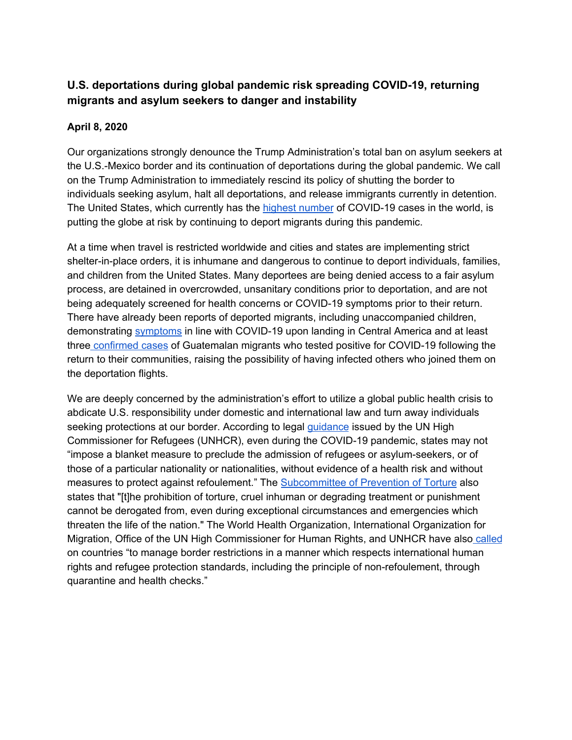## U.S. deportations during global pandemic risk spreading COVID-19, returning migrants and asylum seekers to danger and instability

**April 8, 2020**

Our organizations strongly denounce the Trump Administration's total ban on asylum seekers at the U.S.-Mexico border and its continuation of deportations during the global pandemic. We call on the Trump Administration to immediately rescind its policy of shutting the border to individuals seeking asylum, halt all deportations, and release immigrants currently in detention. The United States, which currently has the highest number of COVID-19 cases in the world, is putting the globe at risk by continuing to deport migrants during this pandemic.

At a time when travel is restricted worldwide and cities and states are implementing strict shelter-in-place orders, it is inhumane and dangerous to continue to deport individuals, families, and children from the United States. Many deportees are being denied access to a fair asylum process, are detained in overcrowded, unsanitary conditions prior to deportation, and are not being adequately screened for health concerns or COVID-19 symptoms prior to their return. There have already been reports of deported migrants, including unaccompanied children, demonstrating symptoms in line with COVID-19 upon landing in Central America and at least three confirmed cases of Guatemalan migrants who tested positive for COVID-19 following the return to their communities, raising the possibility of having infected others who joined them on the deportation flights.

We are deeply concerned by the administration's effort to utilize a global public health crisis to abdicate U.S. responsibility under domestic and international law and turn away individuals seeking protections at our border. According to legal guidance issued by the UN High Commissioner for Refugees (UNHCR), even during the COVID-19 pandemic, states may not "impose a blanket measure to preclude the admission of refugees or asylum-seekers, or of those of a particular nationality or nationalities, without evidence of a health risk and without measures to protect against refoulement." The Subcommittee of Prevention of Torture also states that "[t]he prohibition of torture, cruel inhuman or degrading treatment or punishment cannot be derogated from, even during exceptional circumstances and emergencies which threaten the life of the nation." The World Health Organization, International Organization for Migration, Office of the UN High Commissioner for Human Rights, and UNHCR have also called on countries "to manage border restrictions in a manner which respects international human rights and refugee protection standards, including the principle of non-refoulement, through quarantine and health checks."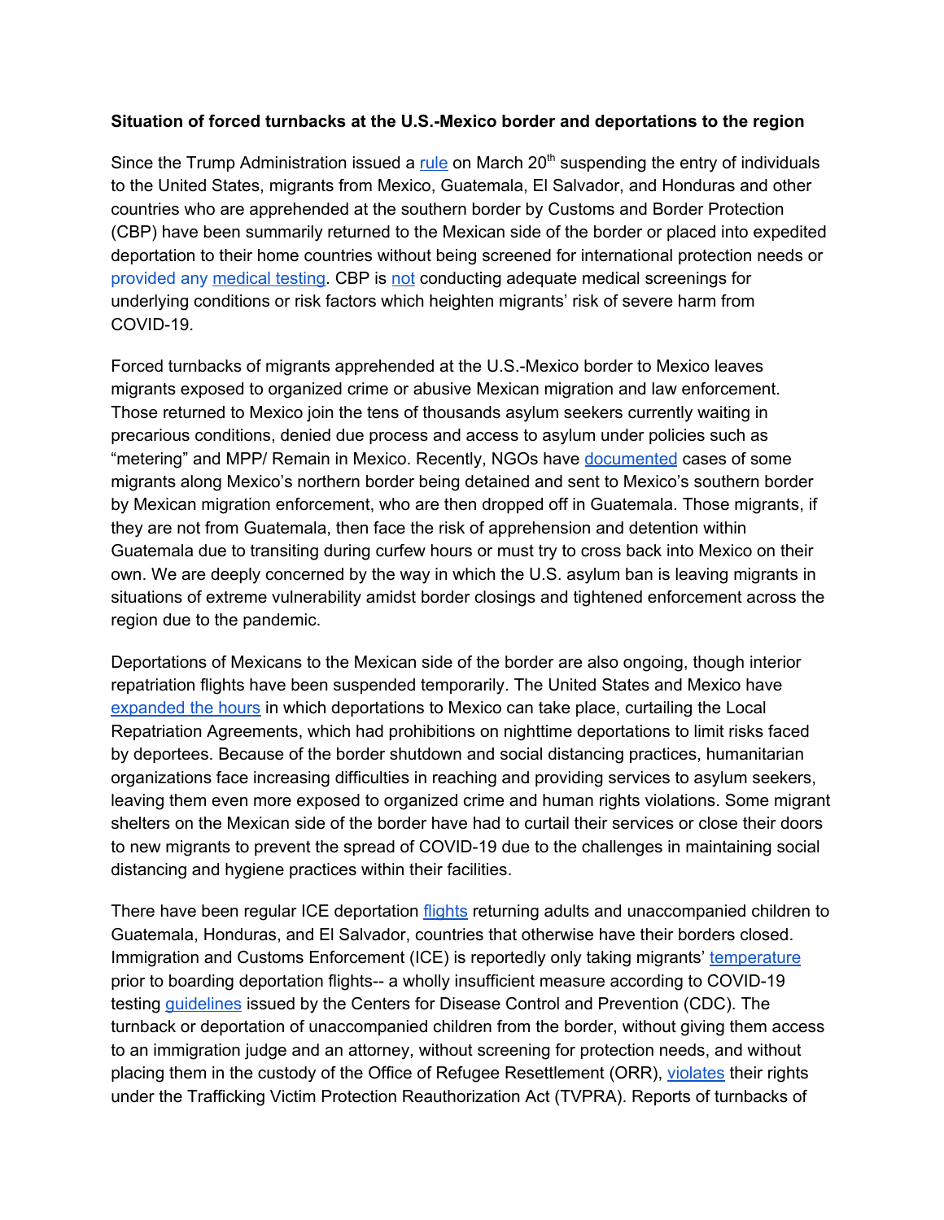**Situation of forced turnbacks at the U.S.-Mexico border and deportations to the region**

Since the Trump Administration issued a rule on March 20th suspending the entry of individuals to the United States, migrants from Mexico, Guatemala, El Salvador, and Honduras and other countries who are apprehended at the southern border by Customs and Border Protection (CBP) have been summarily returned to the Mexican side of the border or placed into expedited deportation to their home countries without being screened for international protection needs or provided any medical testing. CBP is not conducting adequate medical screenings for underlying conditions or risk factors which heighten migrants' risk of severe harm from COVID-19.

Forced turnbacks of migrants apprehended at the U.S.-Mexico border to Mexico leaves migrants exposed to organized crime or abusive Mexican migration and law enforcement. Those returned to Mexico join the tens of thousands asylum seekers currently waiting in precarious conditions, denied due process and access to asylum under policies such as "metering" and MPP/ Remain in Mexico. Recently, NGOs have documented cases of some migrants along Mexico's northern border being detained and sent to Mexico's southern border by Mexican migration enforcement, who are then dropped off in Guatemala. Those migrants, if they are not from Guatemala, then face the risk of apprehension and detention within Guatemala due to transiting during curfew hours or must try to cross back into Mexico on their own. We are deeply concerned by the way in which the U.S. asylum ban is leaving migrants in situations of extreme vulnerability amidst border closings and tightened enforcement across the region due to the pandemic.

Deportations of Mexicans to the Mexican side of the border are also ongoing, though interior repatriation flights have been suspended temporarily. The United States and Mexico have expanded the hours in which deportations to Mexico can take place, curtailing the Local Repatriation Agreements, which had prohibitions on nighttime deportations to limit risks faced by deportees. Because of the border shutdown and social distancing practices, humanitarian organizations face increasing difficulties in reaching and providing services to asylum seekers, leaving them even more exposed to organized crime and human rights violations. Some migrant shelters on the Mexican side of the border have had to curtail their services or close their doors to new migrants to prevent the spread of COVID-19 due to the challenges in maintaining social distancing and hygiene practices within their facilities.

There have been regular ICE deportation flights returning adults and unaccompanied children to Guatemala, Honduras, and El Salvador, countries that otherwise have their borders closed. Immigration and Customs Enforcement (ICE) is reportedly only taking migrants' temperature prior to boarding deportation flights-- a wholly insufficient measure according to COVID-19 testing guidelines issued by the Centers for Disease Control and Prevention (CDC). The turnback or deportation of unaccompanied children from the border, without giving them access to an immigration judge and an attorney, without screening for protection needs, and without placing them in the custody of the Office of Refugee Resettlement (ORR), violates their rights under the Trafficking Victim Protection Reauthorization Act (TVPRA). Reports of turnbacks of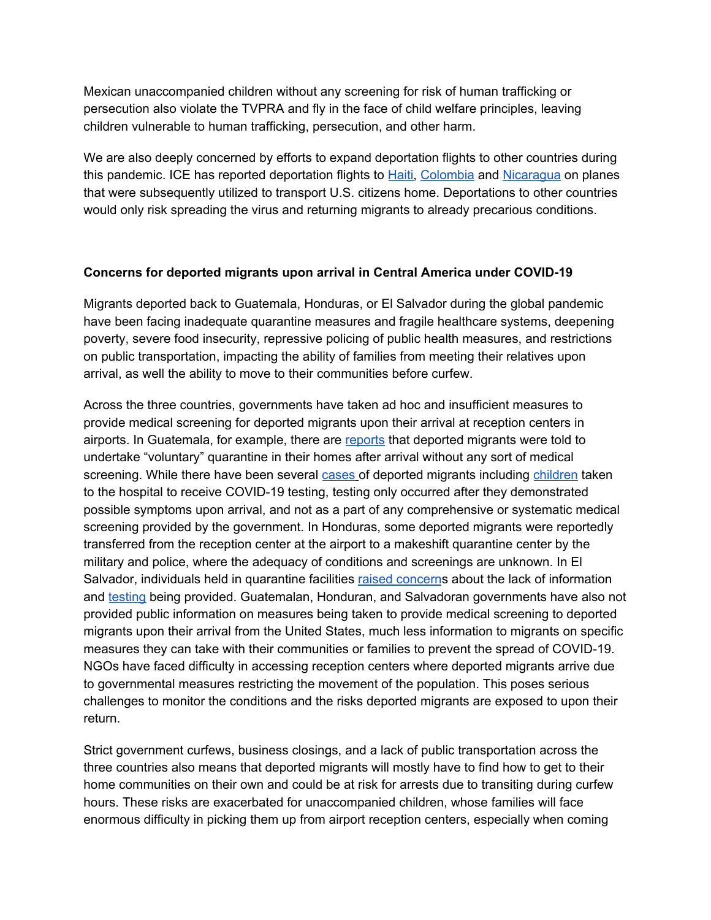Mexican unaccompanied children without any screening for risk of human trafficking or persecution also violate the TVPRA and fly in the face of child welfare principles, leaving children vulnerable to human trafficking, persecution, and other harm.

We are also deeply concerned by efforts to expand deportation flights to other countries during this pandemic. ICE has reported deportation flights to Haiti, Colombia and Nicaragua on planes that were subsequently utilized to transport U.S. citizens home. Deportations to other countries would only risk spreading the virus and returning migrants to already precarious conditions.

**Concerns for deported migrants upon arrival in Central America under COVID-19**

Migrants deported back to Guatemala, Honduras, or El Salvador during the global pandemic have been facing inadequate quarantine measures and fragile healthcare systems, deepening poverty, severe food insecurity, repressive policing of public health measures, and restrictions on public transportation, impacting the ability of families from meeting their relatives upon arrival, as well the ability to move to their communities before curfew.

Across the three countries, governments have taken ad hoc and insufficient measures to provide medical screening for deported migrants upon their arrival at reception centers in airports. In Guatemala, for example, there are reports that deported migrants were told to undertake "voluntary" quarantine in their homes after arrival without any sort of medical screening. While there have been several cases of deported migrants including children taken to the hospital to receive COVID-19 testing, testing only occurred after they demonstrated possible symptoms upon arrival, and not as a part of any comprehensive or systematic medical screening provided by the government. In Honduras, some deported migrants were reportedly transferred from the reception center at the airport to a makeshift quarantine center by the military and police, where the adequacy of conditions and screenings are unknown. In El Salvador, individuals held in quarantine facilities raised concerns about the lack of information and testing being provided. Guatemalan, Honduran, and Salvadoran governments have also not provided public information on measures being taken to provide medical screening to deported migrants upon their arrival from the United States, much less information to migrants on specific measures they can take with their communities or families to prevent the spread of COVID-19. NGOs have faced difficulty in accessing reception centers where deported migrants arrive due to governmental measures restricting the movement of the population. This poses serious challenges to monitor the conditions and the risks deported migrants are exposed to upon their return.

Strict government curfews, business closings, and a lack of public transportation across the three countries also means that deported migrants will mostly have to find how to get to their home communities on their own and could be at risk for arrests due to transiting during curfew hours. These risks are exacerbated for unaccompanied children, whose families will face enormous difficulty in picking them up from airport reception centers, especially when coming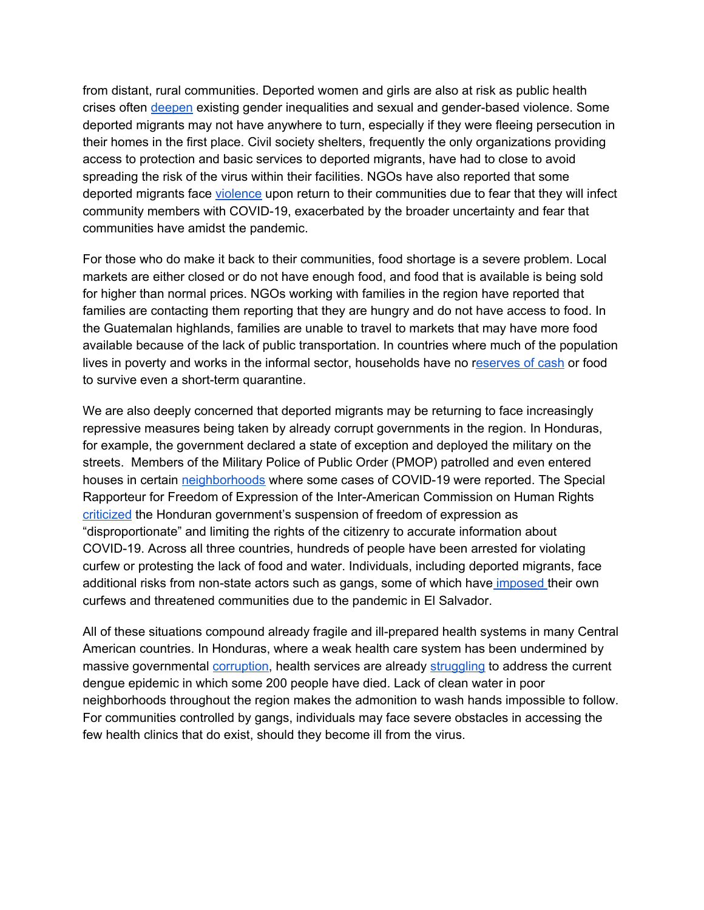from distant, rural communities. Deported women and girls are also at risk as public health crises often deepen existing gender inequalities and sexual and gender-based violence. Some deported migrants may not have anywhere to turn, especially if they were fleeing persecution in their homes in the first place. Civil society shelters, frequently the only organizations providing access to protection and basic services to deported migrants, have had to close to avoid spreading the risk of the virus within their facilities. NGOs have also reported that some deported migrants face violence upon return to their communities due to fear that they will infect community members with COVID-19, exacerbated by the broader uncertainty and fear that communities have amidst the pandemic.

For those who do make it back to their communities, food shortage is a severe problem. Local markets are either closed or do not have enough food, and food that is available is being sold for higher than normal prices. NGOs working with families in the region have reported that families are contacting them reporting that they are hungry and do not have access to food. In the Guatemalan highlands, families are unable to travel to markets that may have more food available because of the lack of public transportation. In countries where much of the population lives in poverty and works in the informal sector, households have no reserves of cash or food to survive even a short-term quarantine.

We are also deeply concerned that deported migrants may be returning to face increasingly repressive measures being taken by already corrupt governments in the region. In Honduras, for example, the government declared a state of exception and deployed the military on the streets. Members of the Military Police of Public Order (PMOP) patrolled and even entered houses in certain neighborhoods where some cases of COVID-19 were reported. The Special Rapporteur for Freedom of Expression of the Inter-American Commission on Human Rights criticized the Honduran government's suspension of freedom of expression as "disproportionate" and limiting the rights of the citizenry to accurate information about COVID-19. Across all three countries, hundreds of people have been arrested for violating curfew or protesting the lack of food and water. Individuals, including deported migrants, face additional risks from non-state actors such as gangs, some of which have imposed their own curfews and threatened communities due to the pandemic in El Salvador.

All of these situations compound already fragile and ill-prepared health systems in many Central American countries. In Honduras, where a weak health care system has been undermined by massive governmental corruption, health services are already struggling to address the current dengue epidemic in which some 200 people have died. Lack of clean water in poor neighborhoods throughout the region makes the admonition to wash hands impossible to follow. For communities controlled by gangs, individuals may face severe obstacles in accessing the few health clinics that do exist, should they become ill from the virus.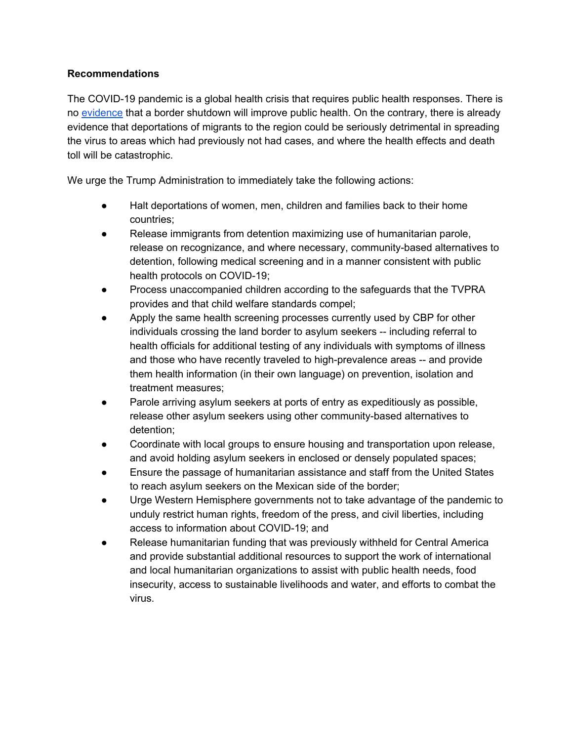**Recommendations**

The COVID-19 pandemic is a global health crisis that requires public health responses. There is no evidence that a border shutdown will improve public health. On the contrary, there is already evidence that deportations of migrants to the region could be seriously detrimental in spreading the virus to areas which had previously not had cases, and where the health effects and death toll will be catastrophic.

We urge the Trump Administration to immediately take the following actions:

- Halt deportations of women, men, children and families back to their home countries;
- Release immigrants from detention maximizing use of humanitarian parole, release on recognizance, and where necessary, community-based alternatives to detention, following medical screening and in a manner consistent with public health protocols on COVID-19;
- Process unaccompanied children according to the safeguards that the TVPRA provides and that child welfare standards compel;
- Apply the same health screening processes currently used by CBP for other individuals crossing the land border to asylum seekers -- including referral to health officials for additional testing of any individuals with symptoms of illness and those who have recently traveled to high-prevalence areas -- and provide them health information (in their own language) on prevention, isolation and treatment measures;
- Parole arriving asylum seekers at ports of entry as expeditiously as possible, release other asylum seekers using other community-based alternatives to detention;
- Coordinate with local groups to ensure housing and transportation upon release, and avoid holding asylum seekers in enclosed or densely populated spaces;
- Ensure the passage of humanitarian assistance and staff from the United States to reach asylum seekers on the Mexican side of the border;
- Urge Western Hemisphere governments not to take advantage of the pandemic to unduly restrict human rights, freedom of the press, and civil liberties, including access to information about COVID-19; and
- Release humanitarian funding that was previously withheld for Central America and provide substantial additional resources to support the work of international and local humanitarian organizations to assist with public health needs, food insecurity, access to sustainable livelihoods and water, and efforts to combat the virus.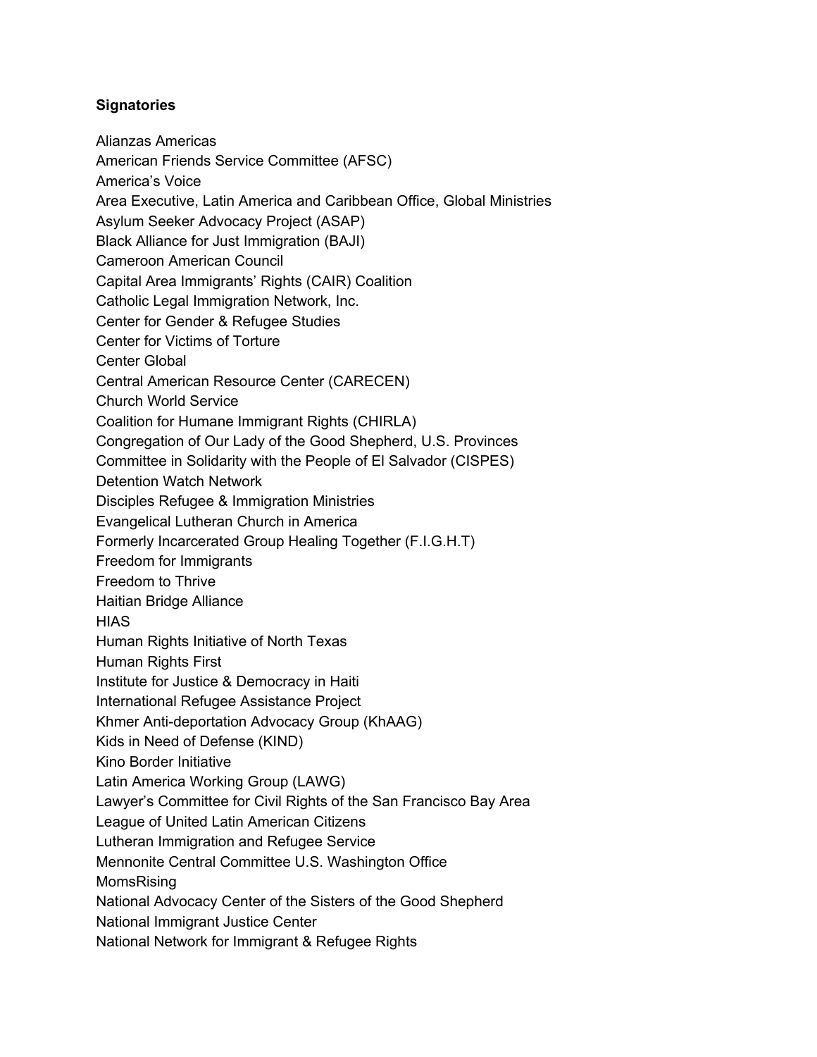**Signatories**

Alianzas Americas
American Friends Service Committee (AFSC)
America's Voice
Area Executive, Latin America and Caribbean Office, Global Ministries
Asylum Seeker Advocacy Project (ASAP)
Black Alliance for Just Immigration (BAJI)
Cameroon American Council
Capital Area Immigrants' Rights (CAIR) Coalition
Catholic Legal Immigration Network, Inc.
Center for Gender & Refugee Studies
Center for Victims of Torture
Center Global
Central American Resource Center (CARECEN)
Church World Service
Coalition for Humane Immigrant Rights (CHIRLA)
Congregation of Our Lady of the Good Shepherd, U.S. Provinces
Committee in Solidarity with the People of El Salvador (CISPES)
Detention Watch Network
Disciples Refugee & Immigration Ministries
Evangelical Lutheran Church in America
Formerly Incarcerated Group Healing Together (F.I.G.H.T)
Freedom for Immigrants
Freedom to Thrive
Haitian Bridge Alliance
HIAS
Human Rights Initiative of North Texas
Human Rights First
Institute for Justice & Democracy in Haiti
International Refugee Assistance Project
Khmer Anti-deportation Advocacy Group (KhAAG)
Kids in Need of Defense (KIND)
Kino Border Initiative
Latin America Working Group (LAWG)
Lawyer's Committee for Civil Rights of the San Francisco Bay Area
League of United Latin American Citizens
Lutheran Immigration and Refugee Service
Mennonite Central Committee U.S. Washington Office
MomsRising
National Advocacy Center of the Sisters of the Good Shepherd
National Immigrant Justice Center
National Network for Immigrant & Refugee Rights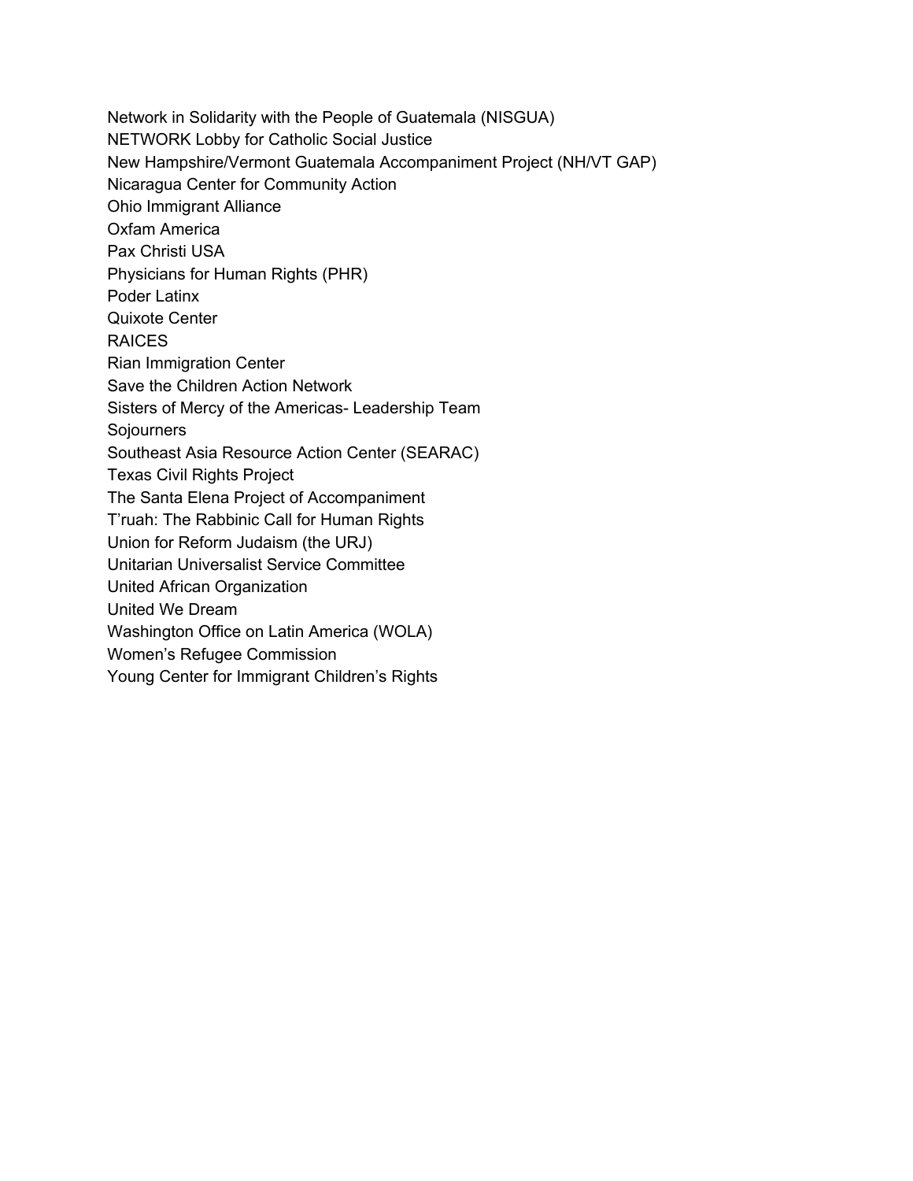Network in Solidarity with the People of Guatemala (NISGUA)
NETWORK Lobby for Catholic Social Justice
New Hampshire/Vermont Guatemala Accompaniment Project (NH/VT GAP)
Nicaragua Center for Community Action
Ohio Immigrant Alliance
Oxfam America
Pax Christi USA
Physicians for Human Rights (PHR)
Poder Latinx
Quixote Center
RAICES
Rian Immigration Center
Save the Children Action Network
Sisters of Mercy of the Americas- Leadership Team
Sojourners
Southeast Asia Resource Action Center (SEARAC)
Texas Civil Rights Project
The Santa Elena Project of Accompaniment
T'ruah: The Rabbinic Call for Human Rights
Union for Reform Judaism (the URJ)
Unitarian Universalist Service Committee
United African Organization
United We Dream
Washington Office on Latin America (WOLA)
Women's Refugee Commission
Young Center for Immigrant Children's Rights